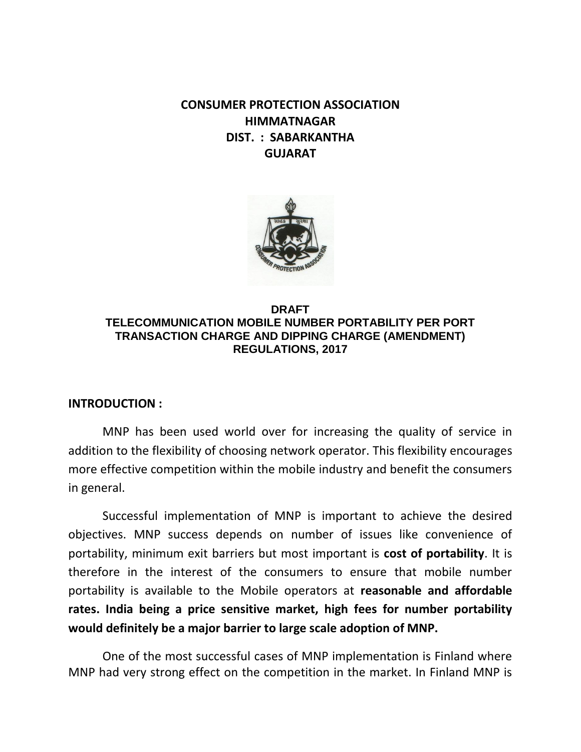# CONSUMER PROTECTION ASSOCIATION
# HIMMATNAGAR
# DIST. : SABARKANTHA
# GUJARAT

## DRAFT
## TELECOMMUNICATION MOBILE NUMBER PORTABILITY PER PORT TRANSACTION CHARGE AND DIPPING CHARGE (AMENDMENT) REGULATIONS, 2017

**INTRODUCTION :**

MNP has been used world over for increasing the quality of service in addition to the flexibility of choosing network operator. This flexibility encourages more effective competition within the mobile industry and benefit the consumers in general.

Successful implementation of MNP is important to achieve the desired objectives. MNP success depends on number of issues like convenience of portability, minimum exit barriers but most important is **cost of portability**. It is therefore in the interest of the consumers to ensure that mobile number portability is available to the Mobile operators at **reasonable and affordable rates. India being a price sensitive market, high fees for number portability would definitely be a major barrier to large scale adoption of MNP.**

One of the most successful cases of MNP implementation is Finland where MNP had very strong effect on the competition in the market. In Finland MNP is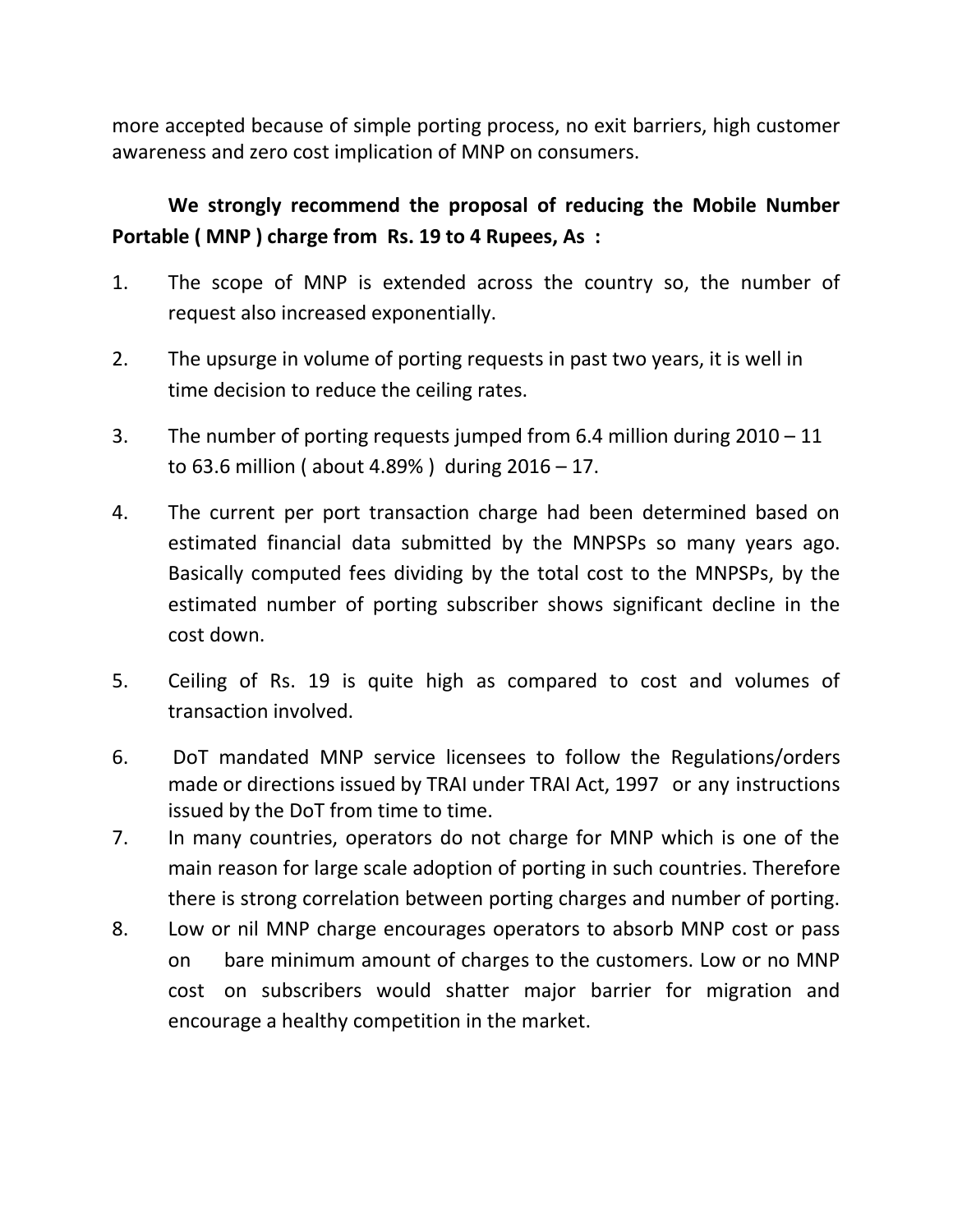more accepted because of simple porting process, no exit barriers, high customer awareness and zero cost implication of MNP on consumers.

**We strongly recommend the proposal of reducing the Mobile Number Portable ( MNP ) charge from Rs. 19 to 4 Rupees, As :**

1. The scope of MNP is extended across the country so, the number of request also increased exponentially.
2. The upsurge in volume of porting requests in past two years, it is well in time decision to reduce the ceiling rates.
3. The number of porting requests jumped from 6.4 million during 2010 – 11 to 63.6 million ( about 4.89% ) during 2016 – 17.
4. The current per port transaction charge had been determined based on estimated financial data submitted by the MNPSPs so many years ago. Basically computed fees dividing by the total cost to the MNPSPs, by the estimated number of porting subscriber shows significant decline in the cost down.
5. Ceiling of Rs. 19 is quite high as compared to cost and volumes of transaction involved.
6. DoT mandated MNP service licensees to follow the Regulations/orders made or directions issued by TRAI under TRAI Act, 1997 or any instructions issued by the DoT from time to time.
7. In many countries, operators do not charge for MNP which is one of the main reason for large scale adoption of porting in such countries. Therefore there is strong correlation between porting charges and number of porting.
8. Low or nil MNP charge encourages operators to absorb MNP cost or pass on bare minimum amount of charges to the customers. Low or no MNP cost on subscribers would shatter major barrier for migration and encourage a healthy competition in the market.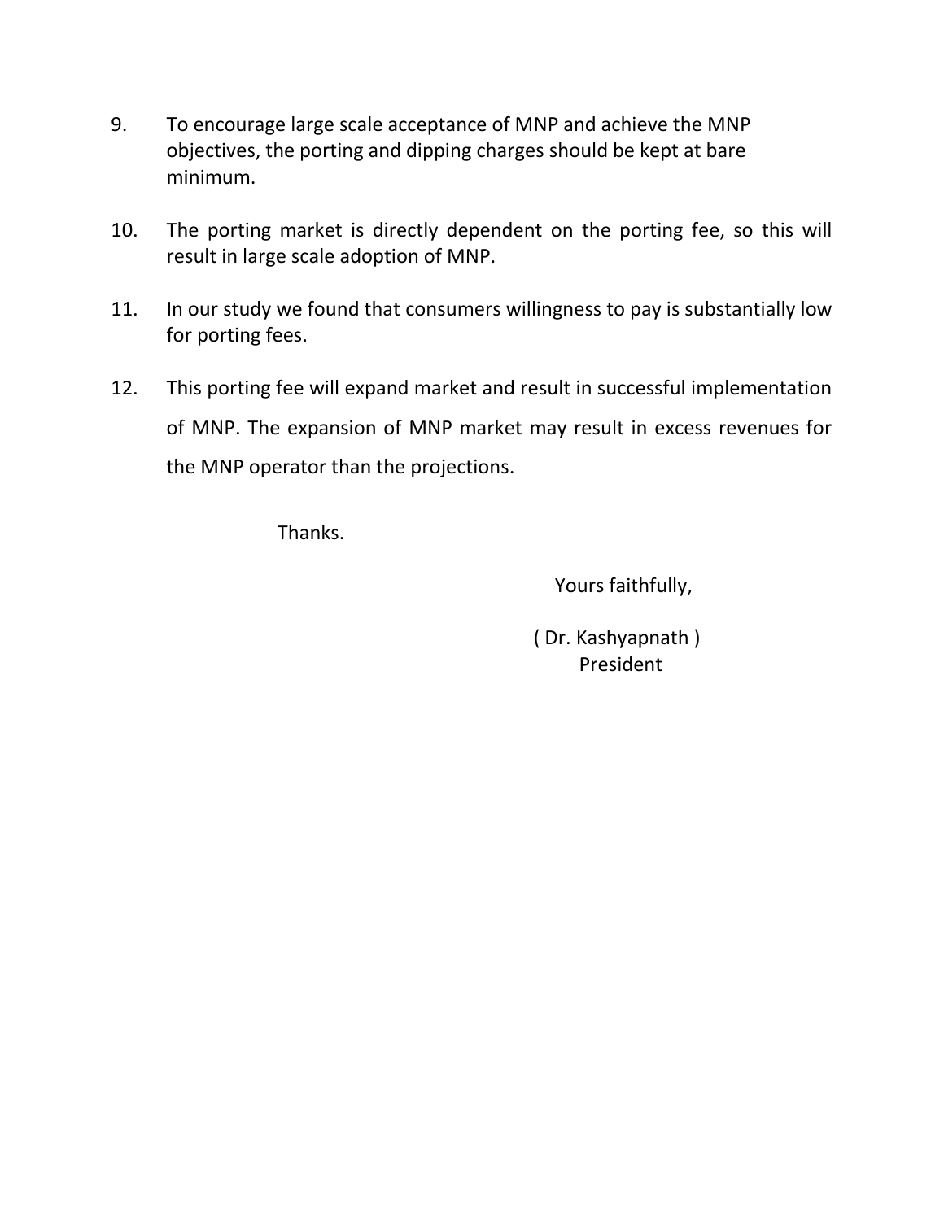9. To encourage large scale acceptance of MNP and achieve the MNP objectives, the porting and dipping charges should be kept at bare minimum.

10. The porting market is directly dependent on the porting fee, so this will result in large scale adoption of MNP.

11. In our study we found that consumers willingness to pay is substantially low for porting fees.

12. This porting fee will expand market and result in successful implementation of MNP. The expansion of MNP market may result in excess revenues for the MNP operator than the projections.

Thanks.

Yours faithfully,

( Dr. Kashyapnath )
President